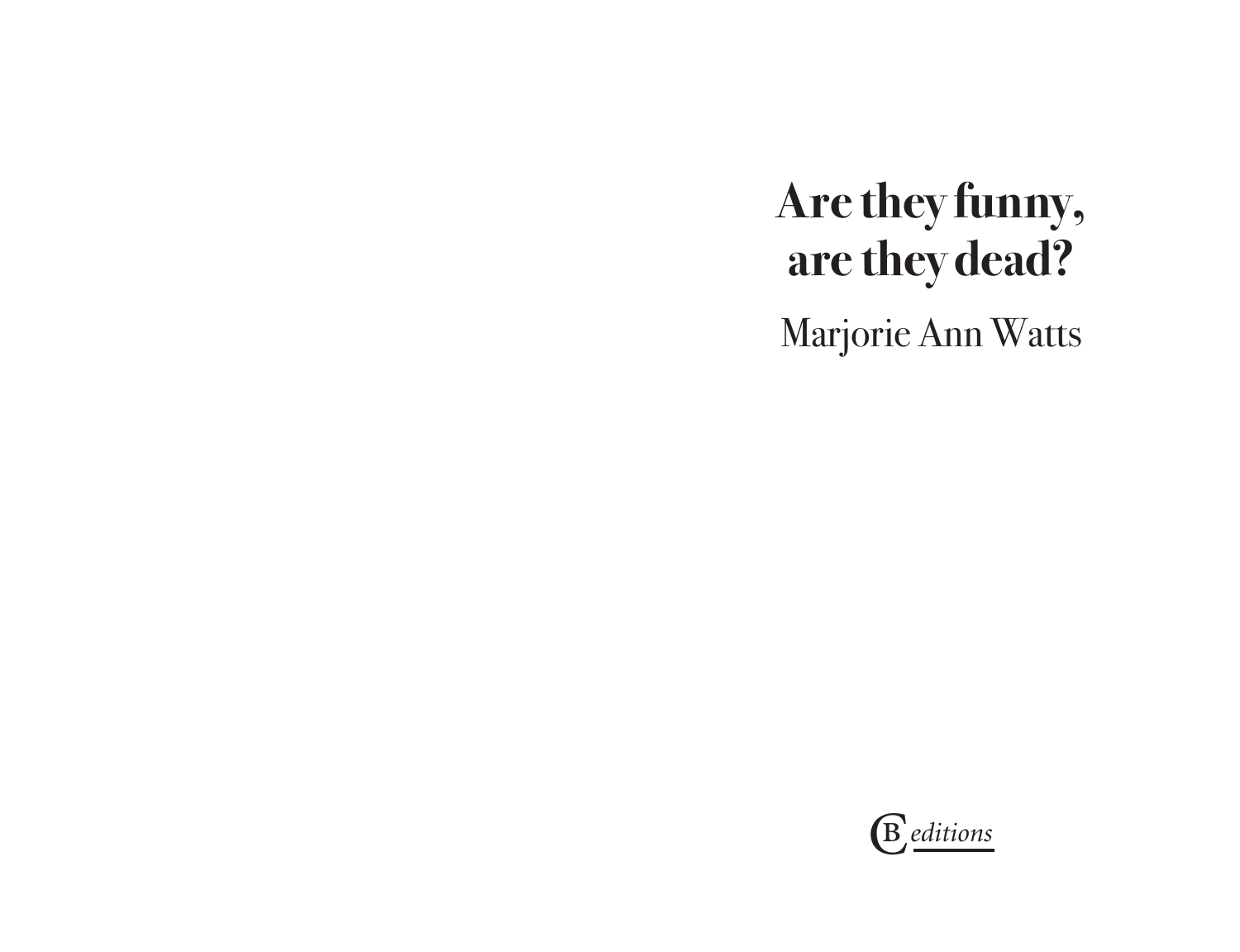# Are they funny, are they dead?

Marjorie Ann Watts

CB *editions*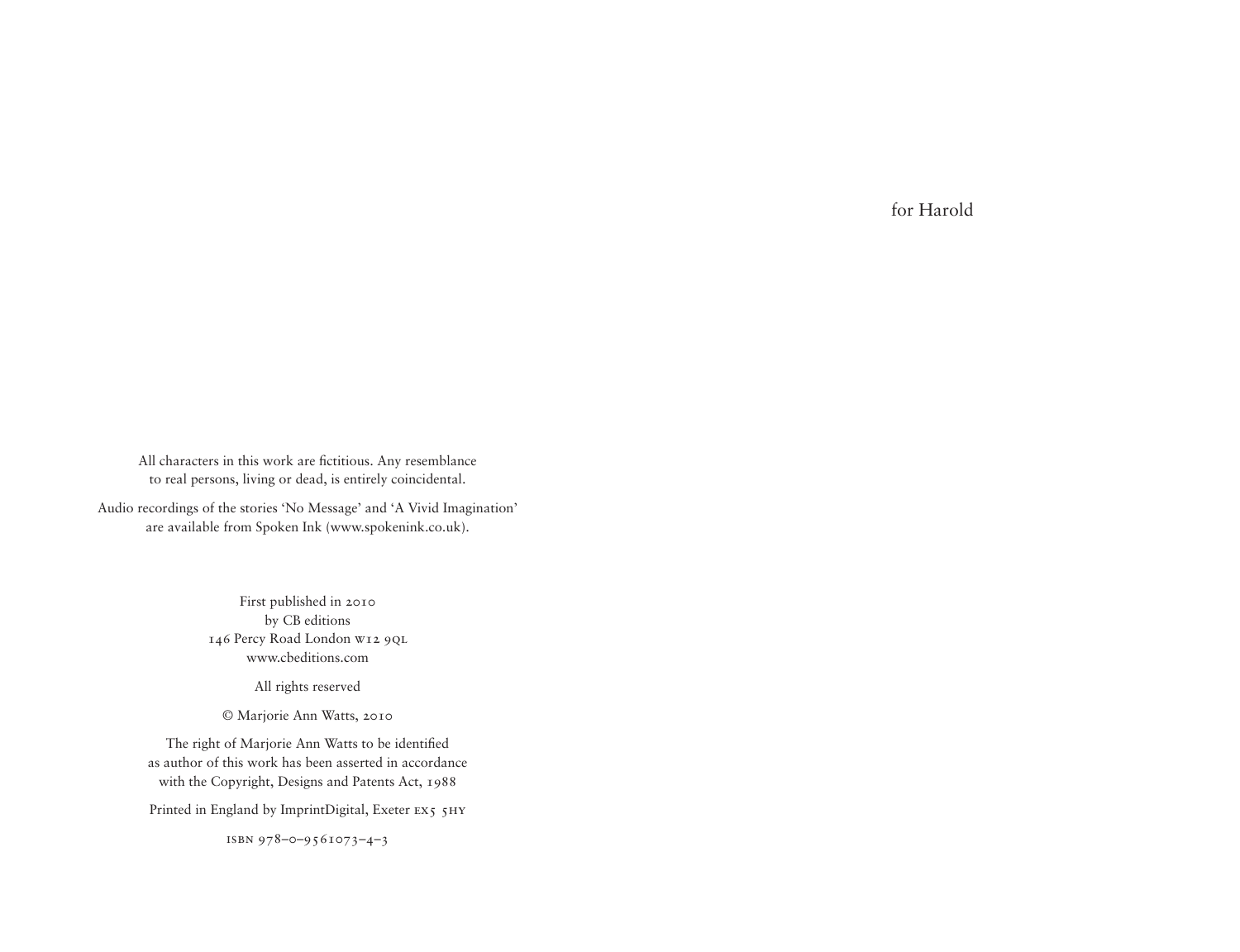for Harold

All characters in this work are fictitious. Any resemblance to real persons, living or dead, is entirely coincidental.

Audio recordings of the stories 'No Message' and 'A Vivid Imagination' are available from Spoken Ink (www.spokenink.co.uk).

First published in 2010
by CB editions
146 Percy Road London W12 9QL
www.cbeditions.com

All rights reserved

© Marjorie Ann Watts, 2010

The right of Marjorie Ann Watts to be identified as author of this work has been asserted in accordance with the Copyright, Designs and Patents Act, 1988

Printed in England by ImprintDigital, Exeter EX5 5HY

ISBN 978–0–9561073–4–3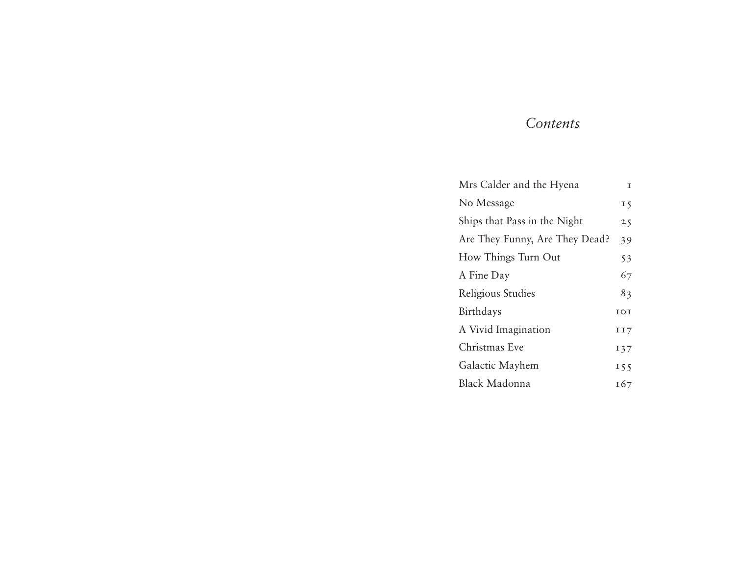# *Contents*

| | |
|---|---|
| Mrs Calder and the Hyena | 1 |
| No Message | 15 |
| Ships that Pass in the Night | 25 |
| Are They Funny, Are They Dead? | 39 |
| How Things Turn Out | 53 |
| A Fine Day | 67 |
| Religious Studies | 83 |
| Birthdays | 101 |
| A Vivid Imagination | 117 |
| Christmas Eve | 137 |
| Galactic Mayhem | 155 |
| Black Madonna | 167 |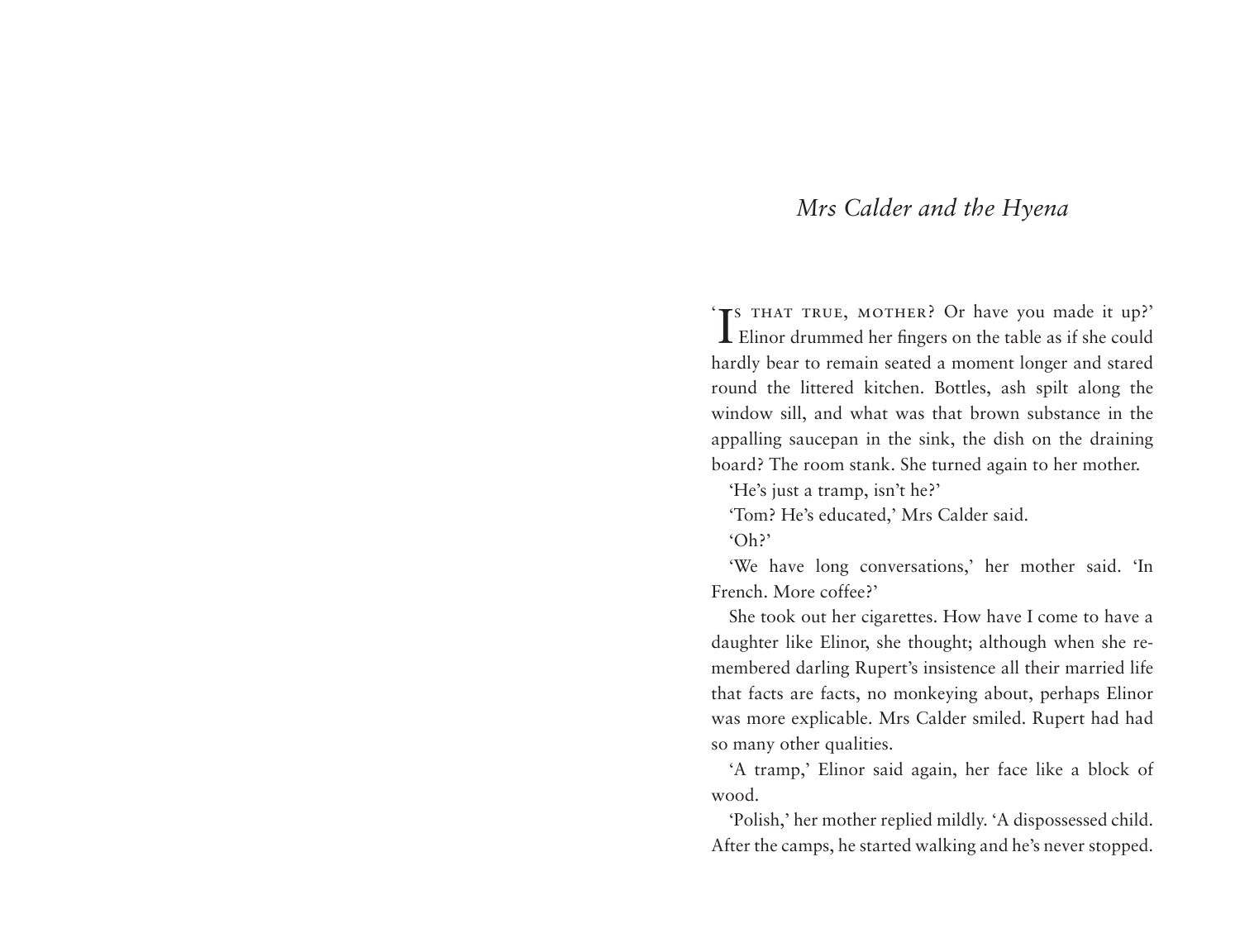# *Mrs Calder and the Hyena*

'Is that true, mother? Or have you made it up?' Elinor drummed her fingers on the table as if she could hardly bear to remain seated a moment longer and stared round the littered kitchen. Bottles, ash spilt along the window sill, and what was that brown substance in the appalling saucepan in the sink, the dish on the draining board? The room stank. She turned again to her mother.

'He's just a tramp, isn't he?'

'Tom? He's educated,' Mrs Calder said.

'Oh?'

'We have long conversations,' her mother said. 'In French. More coffee?'

She took out her cigarettes. How have I come to have a daughter like Elinor, she thought; although when she remembered darling Rupert's insistence all their married life that facts are facts, no monkeying about, perhaps Elinor was more explicable. Mrs Calder smiled. Rupert had had so many other qualities.

'A tramp,' Elinor said again, her face like a block of wood.

'Polish,' her mother replied mildly. 'A dispossessed child. After the camps, he started walking and he's never stopped.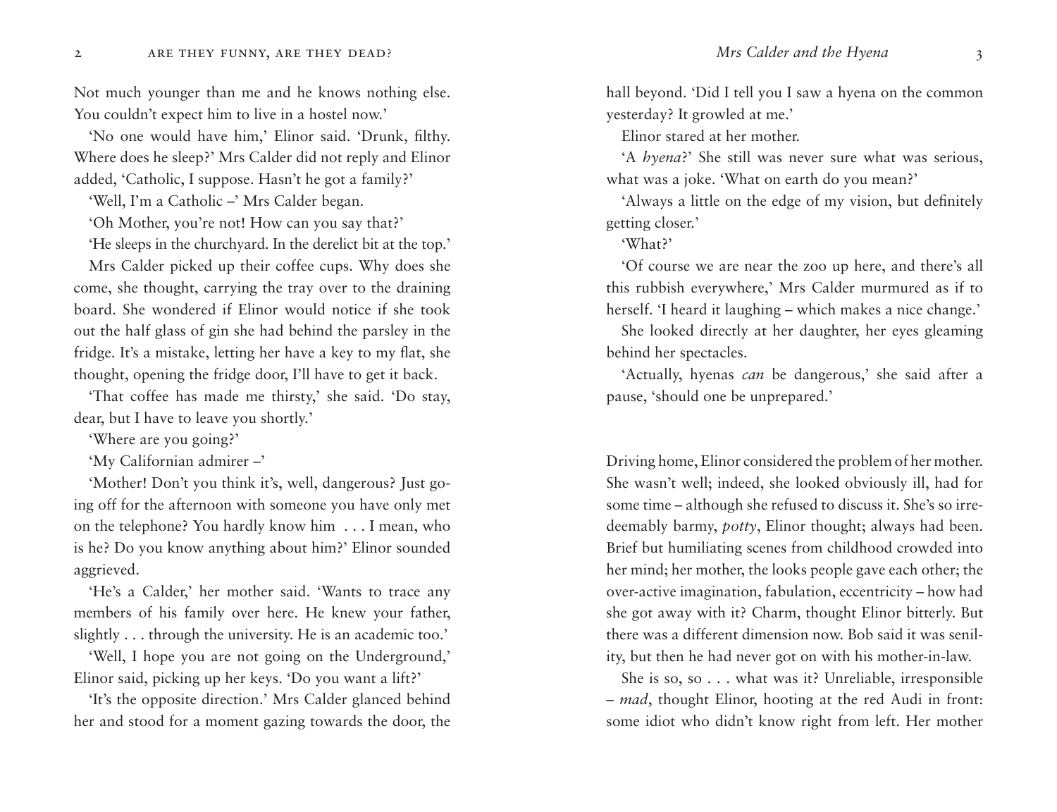Not much younger than me and he knows nothing else. You couldn't expect him to live in a hostel now.'

'No one would have him,' Elinor said. 'Drunk, filthy. Where does he sleep?' Mrs Calder did not reply and Elinor added, 'Catholic, I suppose. Hasn't he got a family?'

'Well, I'm a Catholic –' Mrs Calder began.

'Oh Mother, you're not! How can you say that?'

'He sleeps in the churchyard. In the derelict bit at the top.'

Mrs Calder picked up their coffee cups. Why does she come, she thought, carrying the tray over to the draining board. She wondered if Elinor would notice if she took out the half glass of gin she had behind the parsley in the fridge. It's a mistake, letting her have a key to my flat, she thought, opening the fridge door, I'll have to get it back.

'That coffee has made me thirsty,' she said. 'Do stay, dear, but I have to leave you shortly.'

'Where are you going?'

'My Californian admirer –'

'Mother! Don't you think it's, well, dangerous? Just going off for the afternoon with someone you have only met on the telephone? You hardly know him . . . I mean, who is he? Do you know anything about him?' Elinor sounded aggrieved.

'He's a Calder,' her mother said. 'Wants to trace any members of his family over here. He knew your father, slightly . . . through the university. He is an academic too.'

'Well, I hope you are not going on the Underground,' Elinor said, picking up her keys. 'Do you want a lift?'

'It's the opposite direction.' Mrs Calder glanced behind her and stood for a moment gazing towards the door, the hall beyond. 'Did I tell you I saw a hyena on the common yesterday? It growled at me.'

Elinor stared at her mother.

'A *hyena*?' She still was never sure what was serious, what was a joke. 'What on earth do you mean?'

'Always a little on the edge of my vision, but definitely getting closer.'

'What?'

'Of course we are near the zoo up here, and there's all this rubbish everywhere,' Mrs Calder murmured as if to herself. 'I heard it laughing – which makes a nice change.'

She looked directly at her daughter, her eyes gleaming behind her spectacles.

'Actually, hyenas *can* be dangerous,' she said after a pause, 'should one be unprepared.'

Driving home, Elinor considered the problem of her mother. She wasn't well; indeed, she looked obviously ill, had for some time – although she refused to discuss it. She's so irredeemably barmy, *potty*, Elinor thought; always had been. Brief but humiliating scenes from childhood crowded into her mind; her mother, the looks people gave each other; the over-active imagination, fabulation, eccentricity – how had she got away with it? Charm, thought Elinor bitterly. But there was a different dimension now. Bob said it was senility, but then he had never got on with his mother-in-law.

She is so, so . . . what was it? Unreliable, irresponsible – *mad*, thought Elinor, hooting at the red Audi in front: some idiot who didn't know right from left. Her mother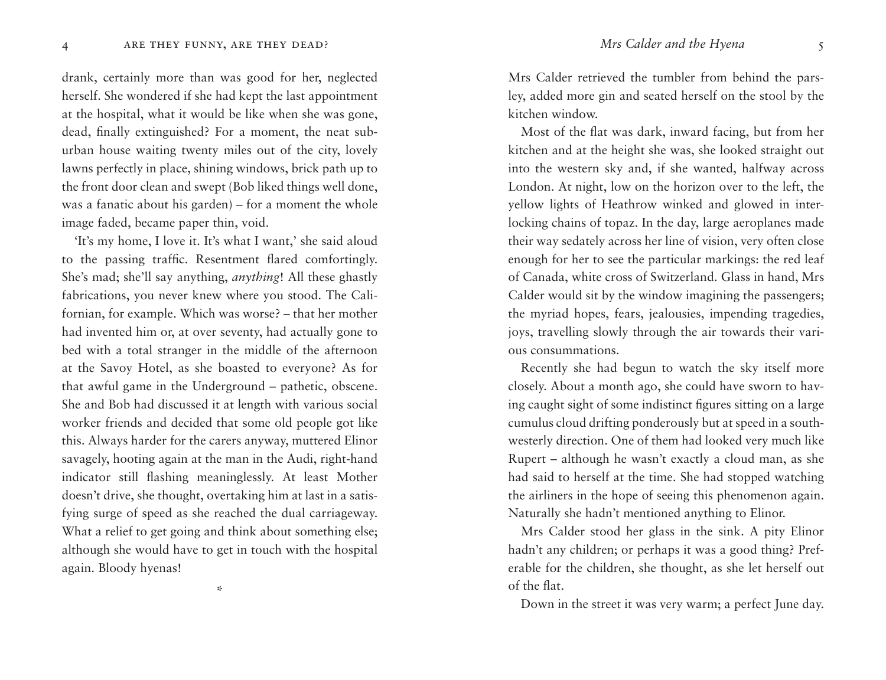drank, certainly more than was good for her, neglected herself. She wondered if she had kept the last appointment at the hospital, what it would be like when she was gone, dead, finally extinguished? For a moment, the neat suburban house waiting twenty miles out of the city, lovely lawns perfectly in place, shining windows, brick path up to the front door clean and swept (Bob liked things well done, was a fanatic about his garden) – for a moment the whole image faded, became paper thin, void.

'It's my home, I love it. It's what I want,' she said aloud to the passing traffic. Resentment flared comfortingly. She's mad; she'll say anything, *anything*! All these ghastly fabrications, you never knew where you stood. The Californian, for example. Which was worse? – that her mother had invented him or, at over seventy, had actually gone to bed with a total stranger in the middle of the afternoon at the Savoy Hotel, as she boasted to everyone? As for that awful game in the Underground – pathetic, obscene. She and Bob had discussed it at length with various social worker friends and decided that some old people got like this. Always harder for the carers anyway, muttered Elinor savagely, hooting again at the man in the Audi, right-hand indicator still flashing meaninglessly. At least Mother doesn't drive, she thought, overtaking him at last in a satisfying surge of speed as she reached the dual carriageway. What a relief to get going and think about something else; although she would have to get in touch with the hospital again. Bloody hyenas!

*

Mrs Calder retrieved the tumbler from behind the parsley, added more gin and seated herself on the stool by the kitchen window.

Most of the flat was dark, inward facing, but from her kitchen and at the height she was, she looked straight out into the western sky and, if she wanted, halfway across London. At night, low on the horizon over to the left, the yellow lights of Heathrow winked and glowed in interlocking chains of topaz. In the day, large aeroplanes made their way sedately across her line of vision, very often close enough for her to see the particular markings: the red leaf of Canada, white cross of Switzerland. Glass in hand, Mrs Calder would sit by the window imagining the passengers; the myriad hopes, fears, jealousies, impending tragedies, joys, travelling slowly through the air towards their various consummations.

Recently she had begun to watch the sky itself more closely. About a month ago, she could have sworn to having caught sight of some indistinct figures sitting on a large cumulus cloud drifting ponderously but at speed in a southwesterly direction. One of them had looked very much like Rupert – although he wasn't exactly a cloud man, as she had said to herself at the time. She had stopped watching the airliners in the hope of seeing this phenomenon again. Naturally she hadn't mentioned anything to Elinor.

Mrs Calder stood her glass in the sink. A pity Elinor hadn't any children; or perhaps it was a good thing? Preferable for the children, she thought, as she let herself out of the flat.

Down in the street it was very warm; a perfect June day.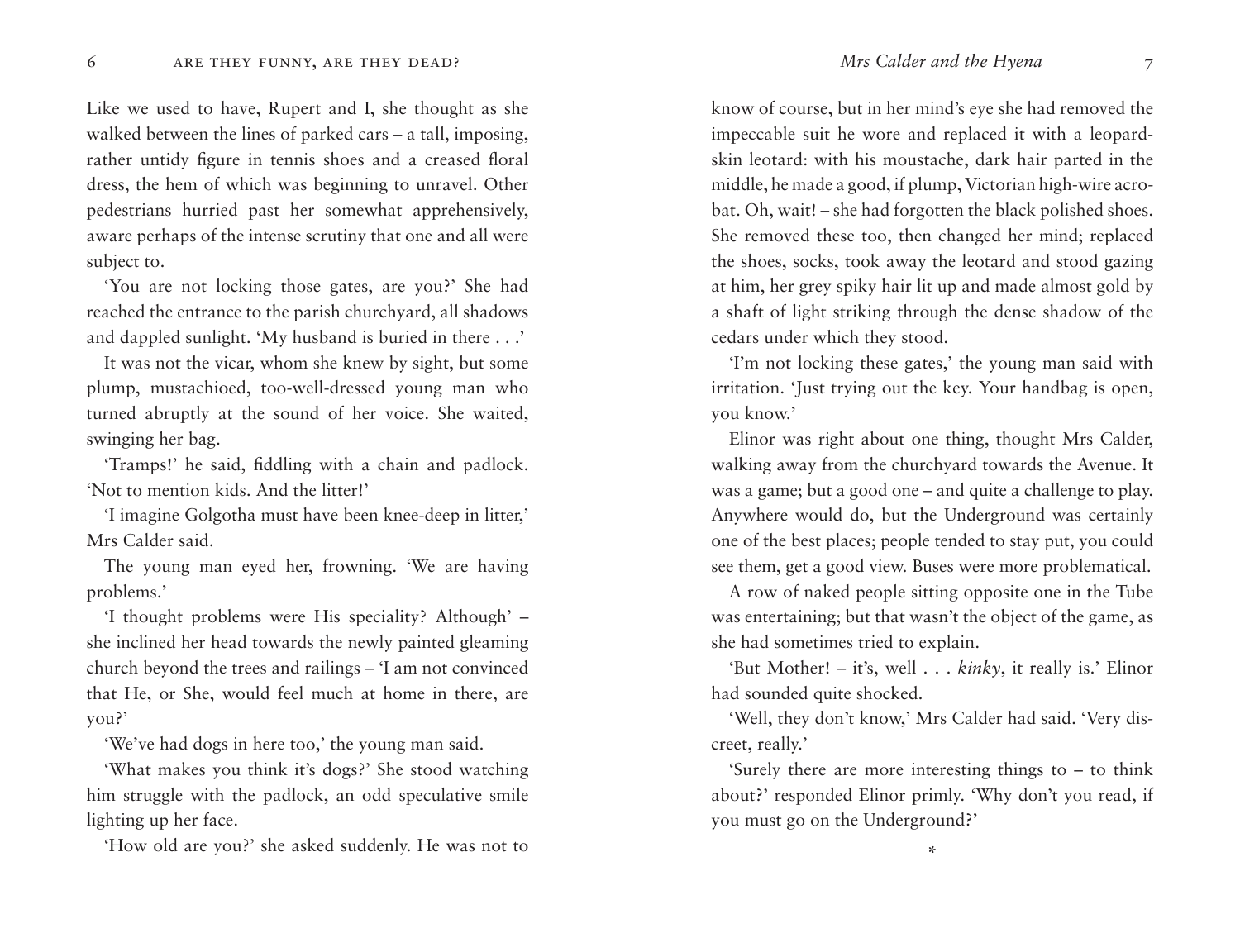Like we used to have, Rupert and I, she thought as she walked between the lines of parked cars – a tall, imposing, rather untidy figure in tennis shoes and a creased floral dress, the hem of which was beginning to unravel. Other pedestrians hurried past her somewhat apprehensively, aware perhaps of the intense scrutiny that one and all were subject to.

'You are not locking those gates, are you?' She had reached the entrance to the parish churchyard, all shadows and dappled sunlight. 'My husband is buried in there . . .'

It was not the vicar, whom she knew by sight, but some plump, mustachioed, too-well-dressed young man who turned abruptly at the sound of her voice. She waited, swinging her bag.

'Tramps!' he said, fiddling with a chain and padlock. 'Not to mention kids. And the litter!'

'I imagine Golgotha must have been knee-deep in litter,' Mrs Calder said.

The young man eyed her, frowning. 'We are having problems.'

'I thought problems were His speciality? Although' – she inclined her head towards the newly painted gleaming church beyond the trees and railings – 'I am not convinced that He, or She, would feel much at home in there, are you?'

'We've had dogs in here too,' the young man said.

'What makes you think it's dogs?' She stood watching him struggle with the padlock, an odd speculative smile lighting up her face.

'How old are you?' she asked suddenly. He was not to know of course, but in her mind's eye she had removed the impeccable suit he wore and replaced it with a leopard-skin leotard: with his moustache, dark hair parted in the middle, he made a good, if plump, Victorian high-wire acrobat. Oh, wait! – she had forgotten the black polished shoes. She removed these too, then changed her mind; replaced the shoes, socks, took away the leotard and stood gazing at him, her grey spiky hair lit up and made almost gold by a shaft of light striking through the dense shadow of the cedars under which they stood.

'I'm not locking these gates,' the young man said with irritation. 'Just trying out the key. Your handbag is open, you know.'

Elinor was right about one thing, thought Mrs Calder, walking away from the churchyard towards the Avenue. It was a game; but a good one – and quite a challenge to play. Anywhere would do, but the Underground was certainly one of the best places; people tended to stay put, you could see them, get a good view. Buses were more problematical.

A row of naked people sitting opposite one in the Tube was entertaining; but that wasn't the object of the game, as she had sometimes tried to explain.

'But Mother! – it's, well . . . *kinky*, it really is.' Elinor had sounded quite shocked.

'Well, they don't know,' Mrs Calder had said. 'Very discreet, really.'

'Surely there are more interesting things to – to think about?' responded Elinor primly. 'Why don't you read, if you must go on the Underground?'

*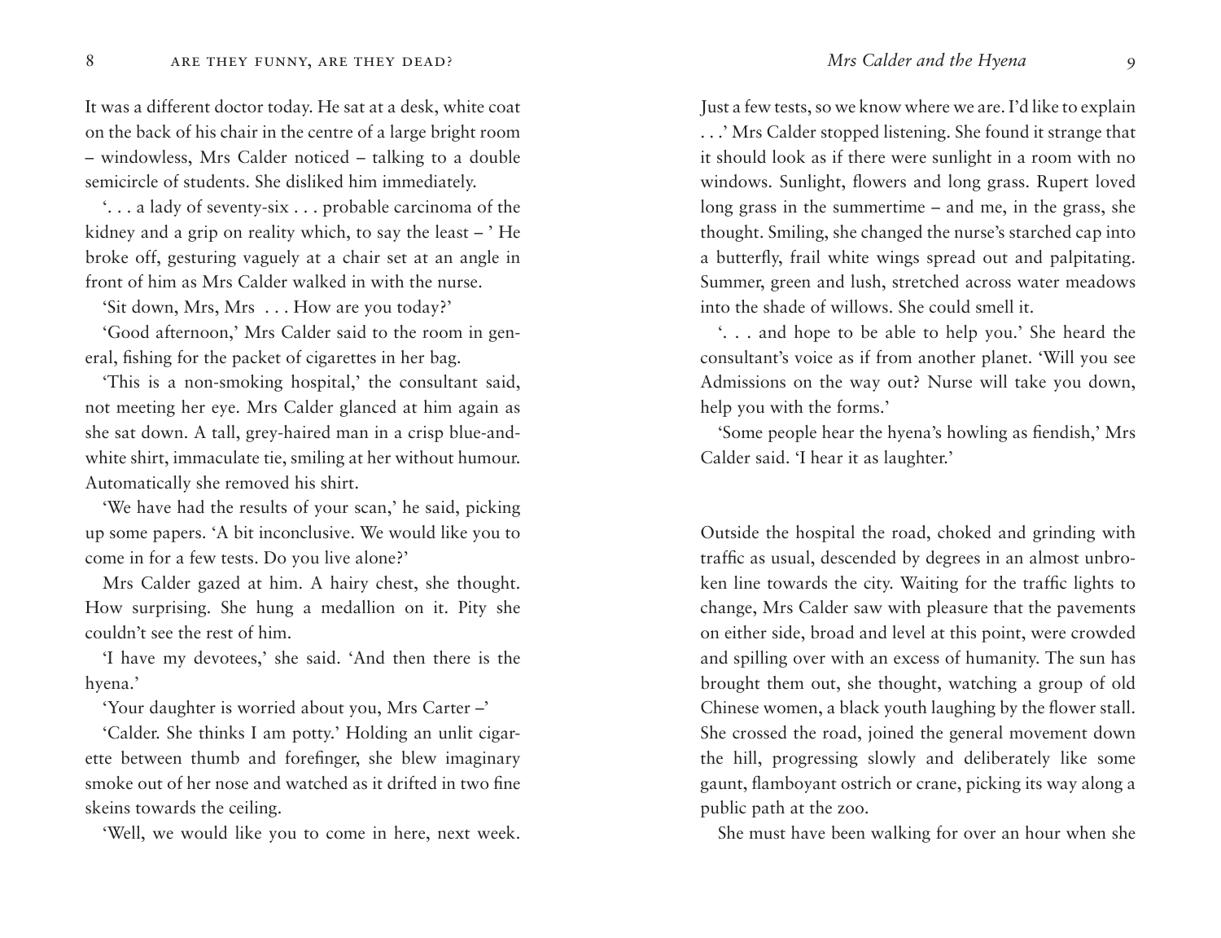It was a different doctor today. He sat at a desk, white coat on the back of his chair in the centre of a large bright room – windowless, Mrs Calder noticed – talking to a double semicircle of students. She disliked him immediately.

'. . . a lady of seventy-six . . . probable carcinoma of the kidney and a grip on reality which, to say the least – ' He broke off, gesturing vaguely at a chair set at an angle in front of him as Mrs Calder walked in with the nurse.

'Sit down, Mrs, Mrs . . . How are you today?'

'Good afternoon,' Mrs Calder said to the room in general, fishing for the packet of cigarettes in her bag.

'This is a non-smoking hospital,' the consultant said, not meeting her eye. Mrs Calder glanced at him again as she sat down. A tall, grey-haired man in a crisp blue-and-white shirt, immaculate tie, smiling at her without humour. Automatically she removed his shirt.

'We have had the results of your scan,' he said, picking up some papers. 'A bit inconclusive. We would like you to come in for a few tests. Do you live alone?'

Mrs Calder gazed at him. A hairy chest, she thought. How surprising. She hung a medallion on it. Pity she couldn't see the rest of him.

'I have my devotees,' she said. 'And then there is the hyena.'

'Your daughter is worried about you, Mrs Carter –'

'Calder. She thinks I am potty.' Holding an unlit cigarette between thumb and forefinger, she blew imaginary smoke out of her nose and watched as it drifted in two fine skeins towards the ceiling.

'Well, we would like you to come in here, next week. Just a few tests, so we know where we are. I'd like to explain . . .' Mrs Calder stopped listening. She found it strange that it should look as if there were sunlight in a room with no windows. Sunlight, flowers and long grass. Rupert loved long grass in the summertime – and me, in the grass, she thought. Smiling, she changed the nurse's starched cap into a butterfly, frail white wings spread out and palpitating. Summer, green and lush, stretched across water meadows into the shade of willows. She could smell it.

'. . . and hope to be able to help you.' She heard the consultant's voice as if from another planet. 'Will you see Admissions on the way out? Nurse will take you down, help you with the forms.'

'Some people hear the hyena's howling as fiendish,' Mrs Calder said. 'I hear it as laughter.'

Outside the hospital the road, choked and grinding with traffic as usual, descended by degrees in an almost unbroken line towards the city. Waiting for the traffic lights to change, Mrs Calder saw with pleasure that the pavements on either side, broad and level at this point, were crowded and spilling over with an excess of humanity. The sun has brought them out, she thought, watching a group of old Chinese women, a black youth laughing by the flower stall. She crossed the road, joined the general movement down the hill, progressing slowly and deliberately like some gaunt, flamboyant ostrich or crane, picking its way along a public path at the zoo.

She must have been walking for over an hour when she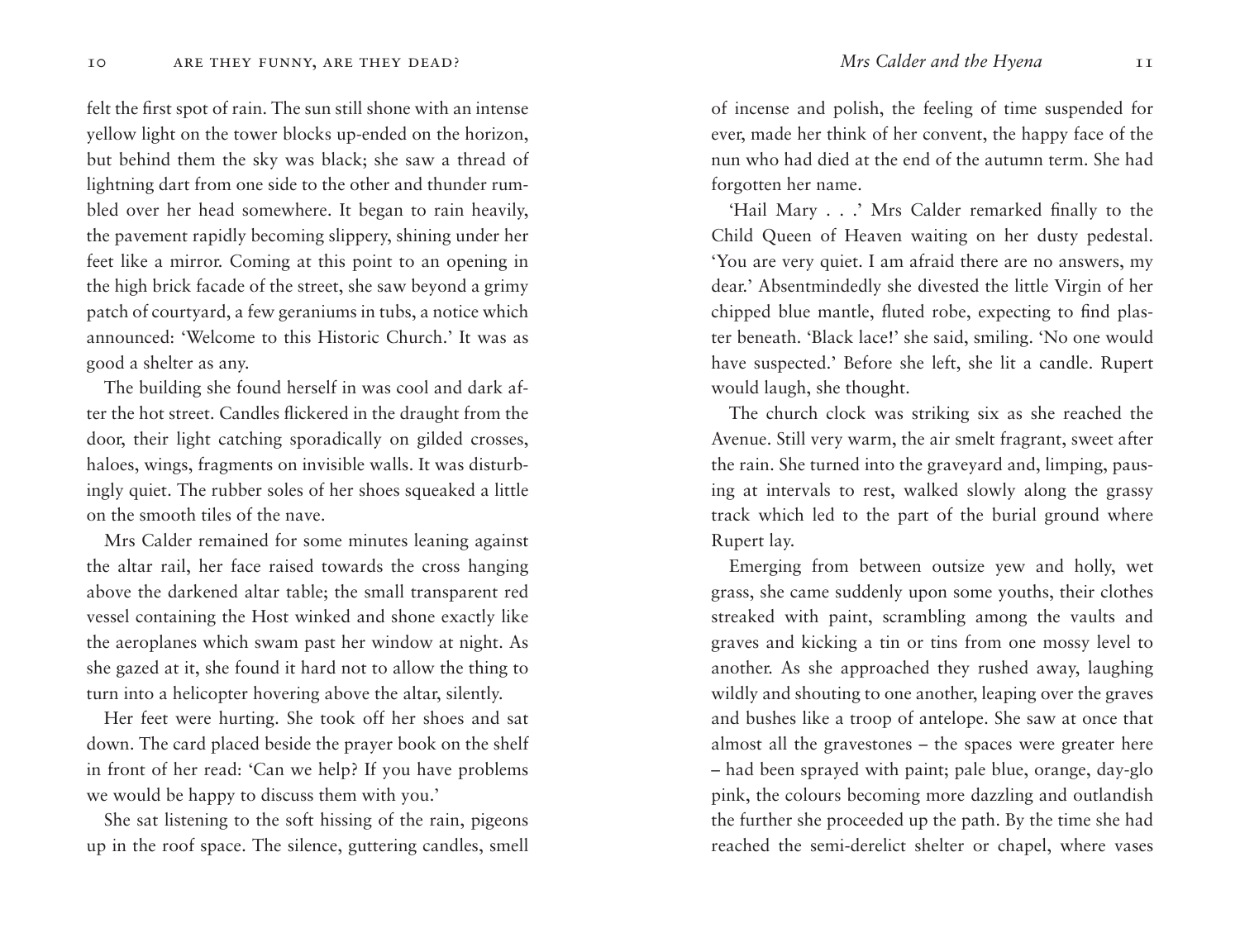felt the first spot of rain. The sun still shone with an intense yellow light on the tower blocks up-ended on the horizon, but behind them the sky was black; she saw a thread of lightning dart from one side to the other and thunder rumbled over her head somewhere. It began to rain heavily, the pavement rapidly becoming slippery, shining under her feet like a mirror. Coming at this point to an opening in the high brick facade of the street, she saw beyond a grimy patch of courtyard, a few geraniums in tubs, a notice which announced: 'Welcome to this Historic Church.' It was as good a shelter as any.

The building she found herself in was cool and dark after the hot street. Candles flickered in the draught from the door, their light catching sporadically on gilded crosses, haloes, wings, fragments on invisible walls. It was disturbingly quiet. The rubber soles of her shoes squeaked a little on the smooth tiles of the nave.

Mrs Calder remained for some minutes leaning against the altar rail, her face raised towards the cross hanging above the darkened altar table; the small transparent red vessel containing the Host winked and shone exactly like the aeroplanes which swam past her window at night. As she gazed at it, she found it hard not to allow the thing to turn into a helicopter hovering above the altar, silently.

Her feet were hurting. She took off her shoes and sat down. The card placed beside the prayer book on the shelf in front of her read: 'Can we help? If you have problems we would be happy to discuss them with you.'

She sat listening to the soft hissing of the rain, pigeons up in the roof space. The silence, guttering candles, smell of incense and polish, the feeling of time suspended for ever, made her think of her convent, the happy face of the nun who had died at the end of the autumn term. She had forgotten her name.

'Hail Mary . . .' Mrs Calder remarked finally to the Child Queen of Heaven waiting on her dusty pedestal. 'You are very quiet. I am afraid there are no answers, my dear.' Absentmindedly she divested the little Virgin of her chipped blue mantle, fluted robe, expecting to find plaster beneath. 'Black lace!' she said, smiling. 'No one would have suspected.' Before she left, she lit a candle. Rupert would laugh, she thought.

The church clock was striking six as she reached the Avenue. Still very warm, the air smelt fragrant, sweet after the rain. She turned into the graveyard and, limping, pausing at intervals to rest, walked slowly along the grassy track which led to the part of the burial ground where Rupert lay.

Emerging from between outsize yew and holly, wet grass, she came suddenly upon some youths, their clothes streaked with paint, scrambling among the vaults and graves and kicking a tin or tins from one mossy level to another. As she approached they rushed away, laughing wildly and shouting to one another, leaping over the graves and bushes like a troop of antelope. She saw at once that almost all the gravestones – the spaces were greater here – had been sprayed with paint; pale blue, orange, day-glo pink, the colours becoming more dazzling and outlandish the further she proceeded up the path. By the time she had reached the semi-derelict shelter or chapel, where vases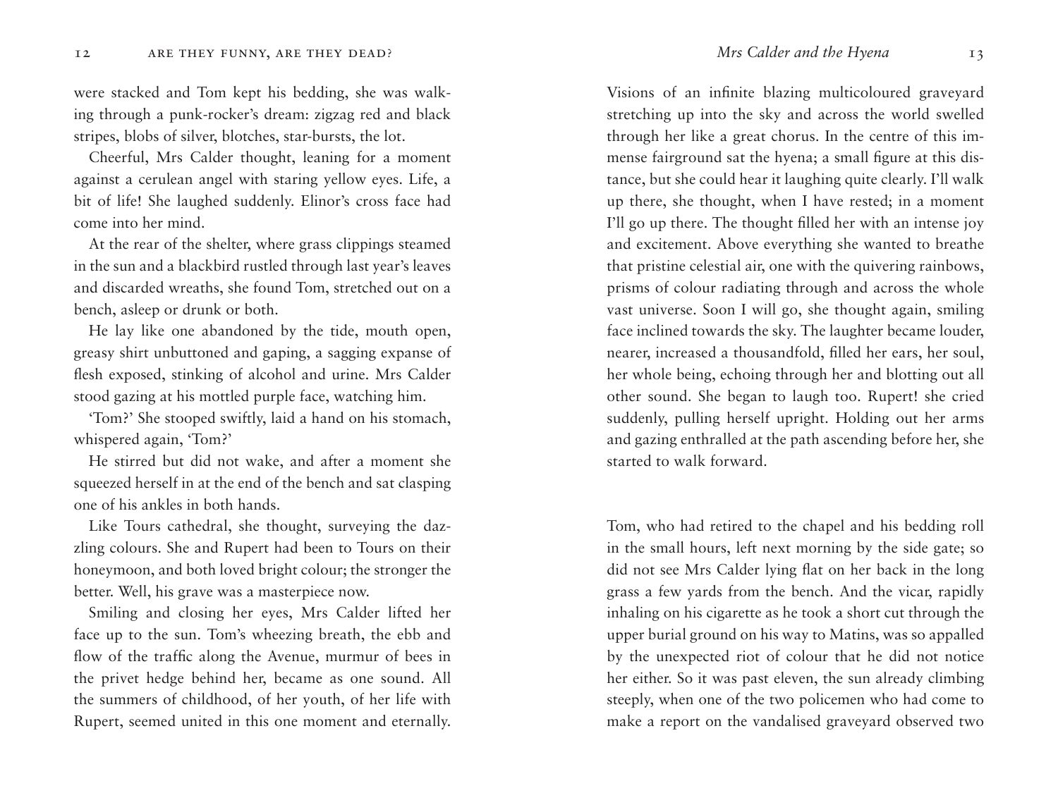were stacked and Tom kept his bedding, she was walking through a punk-rocker's dream: zigzag red and black stripes, blobs of silver, blotches, star-bursts, the lot.

Cheerful, Mrs Calder thought, leaning for a moment against a cerulean angel with staring yellow eyes. Life, a bit of life! She laughed suddenly. Elinor's cross face had come into her mind.

At the rear of the shelter, where grass clippings steamed in the sun and a blackbird rustled through last year's leaves and discarded wreaths, she found Tom, stretched out on a bench, asleep or drunk or both.

He lay like one abandoned by the tide, mouth open, greasy shirt unbuttoned and gaping, a sagging expanse of flesh exposed, stinking of alcohol and urine. Mrs Calder stood gazing at his mottled purple face, watching him.

'Tom?' She stooped swiftly, laid a hand on his stomach, whispered again, 'Tom?'

He stirred but did not wake, and after a moment she squeezed herself in at the end of the bench and sat clasping one of his ankles in both hands.

Like Tours cathedral, she thought, surveying the dazzling colours. She and Rupert had been to Tours on their honeymoon, and both loved bright colour; the stronger the better. Well, his grave was a masterpiece now.

Smiling and closing her eyes, Mrs Calder lifted her face up to the sun. Tom's wheezing breath, the ebb and flow of the traffic along the Avenue, murmur of bees in the privet hedge behind her, became as one sound. All the summers of childhood, of her youth, of her life with Rupert, seemed united in this one moment and eternally. Visions of an infinite blazing multicoloured graveyard stretching up into the sky and across the world swelled through her like a great chorus. In the centre of this immense fairground sat the hyena; a small figure at this distance, but she could hear it laughing quite clearly. I'll walk up there, she thought, when I have rested; in a moment I'll go up there. The thought filled her with an intense joy and excitement. Above everything she wanted to breathe that pristine celestial air, one with the quivering rainbows, prisms of colour radiating through and across the whole vast universe. Soon I will go, she thought again, smiling face inclined towards the sky. The laughter became louder, nearer, increased a thousandfold, filled her ears, her soul, her whole being, echoing through her and blotting out all other sound. She began to laugh too. Rupert! she cried suddenly, pulling herself upright. Holding out her arms and gazing enthralled at the path ascending before her, she started to walk forward.

Tom, who had retired to the chapel and his bedding roll in the small hours, left next morning by the side gate; so did not see Mrs Calder lying flat on her back in the long grass a few yards from the bench. And the vicar, rapidly inhaling on his cigarette as he took a short cut through the upper burial ground on his way to Matins, was so appalled by the unexpected riot of colour that he did not notice her either. So it was past eleven, the sun already climbing steeply, when one of the two policemen who had come to make a report on the vandalised graveyard observed two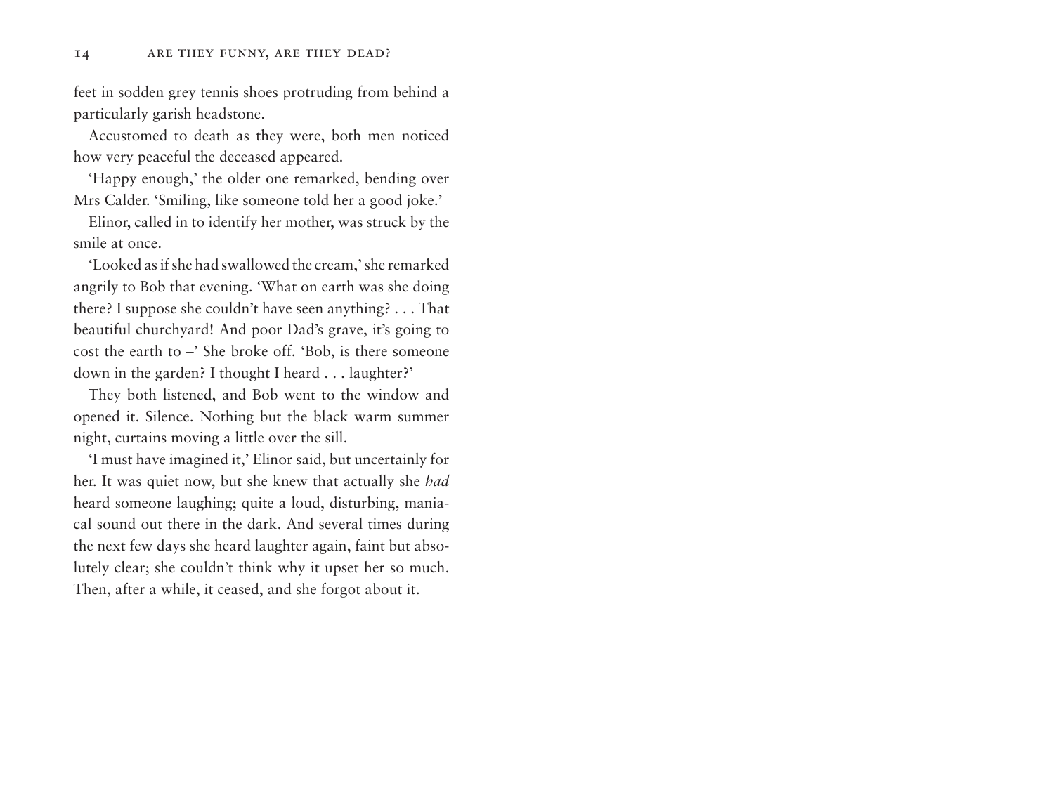feet in sodden grey tennis shoes protruding from behind a particularly garish headstone.

Accustomed to death as they were, both men noticed how very peaceful the deceased appeared.

'Happy enough,' the older one remarked, bending over Mrs Calder. 'Smiling, like someone told her a good joke.'

Elinor, called in to identify her mother, was struck by the smile at once.

'Looked as if she had swallowed the cream,' she remarked angrily to Bob that evening. 'What on earth was she doing there? I suppose she couldn't have seen anything? . . . That beautiful churchyard! And poor Dad's grave, it's going to cost the earth to –' She broke off. 'Bob, is there someone down in the garden? I thought I heard . . . laughter?'

They both listened, and Bob went to the window and opened it. Silence. Nothing but the black warm summer night, curtains moving a little over the sill.

'I must have imagined it,' Elinor said, but uncertainly for her. It was quiet now, but she knew that actually she *had* heard someone laughing; quite a loud, disturbing, maniacal sound out there in the dark. And several times during the next few days she heard laughter again, faint but absolutely clear; she couldn't think why it upset her so much. Then, after a while, it ceased, and she forgot about it.